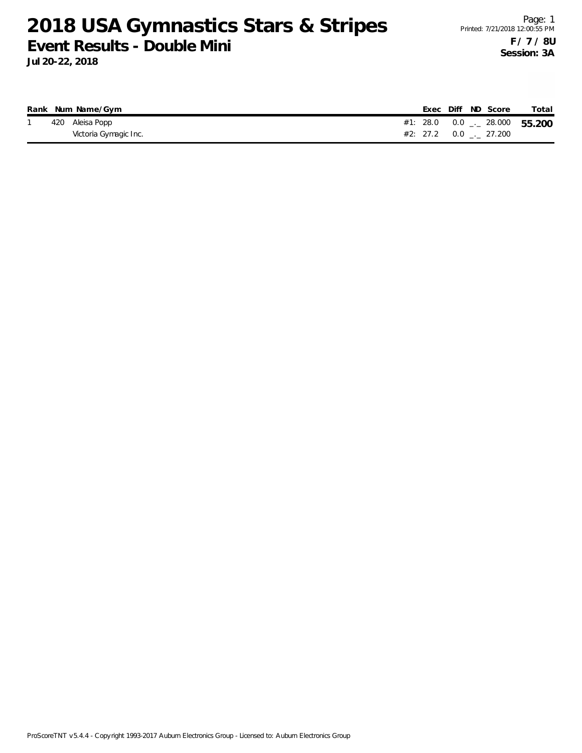# 2018 USA Gymnastics Stars & Stripes

## Event Results - Double Mini

**Jul 20-22, 2018**

**F / 7 / 8U**
**Session: 3A**

| Rank | Num | Name/Gym | | Exec | Diff | ND | Score | Total |
|---|---|---|---|---|---|---|---|---|
| 1 | 420 | Aleisa Popp | #1: | 28.0 | 0.0 | _._ | 28.000 | **55.200** |
| | | Victoria Gymagic Inc. | #2: | 27.2 | 0.0 | _._ | 27.200 | |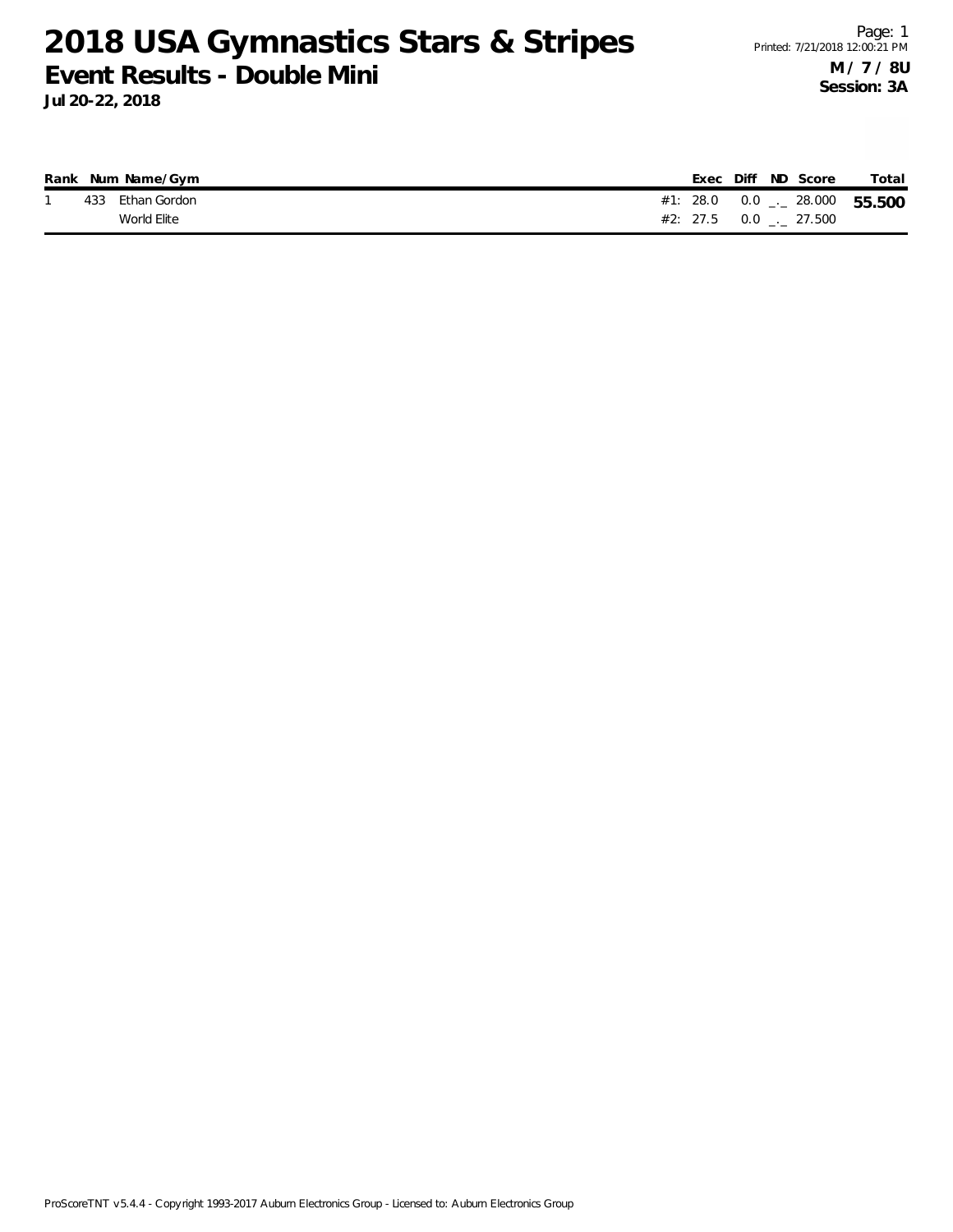# 2018 USA Gymnastics Stars & Stripes

## Event Results - Double Mini

**Jul 20-22, 2018**

**M / 7 / 8U**
**Session: 3A**

| Rank | Num | Name/Gym | | Exec | Diff | ND | Score | Total |
|---|---|---|---|---|---|---|---|---|
| 1 | 433 | Ethan Gordon | #1: | 28.0 | 0.0 | _._ | 28.000 | **55.500** |
| | | World Elite | #2: | 27.5 | 0.0 | _._ | 27.500 | |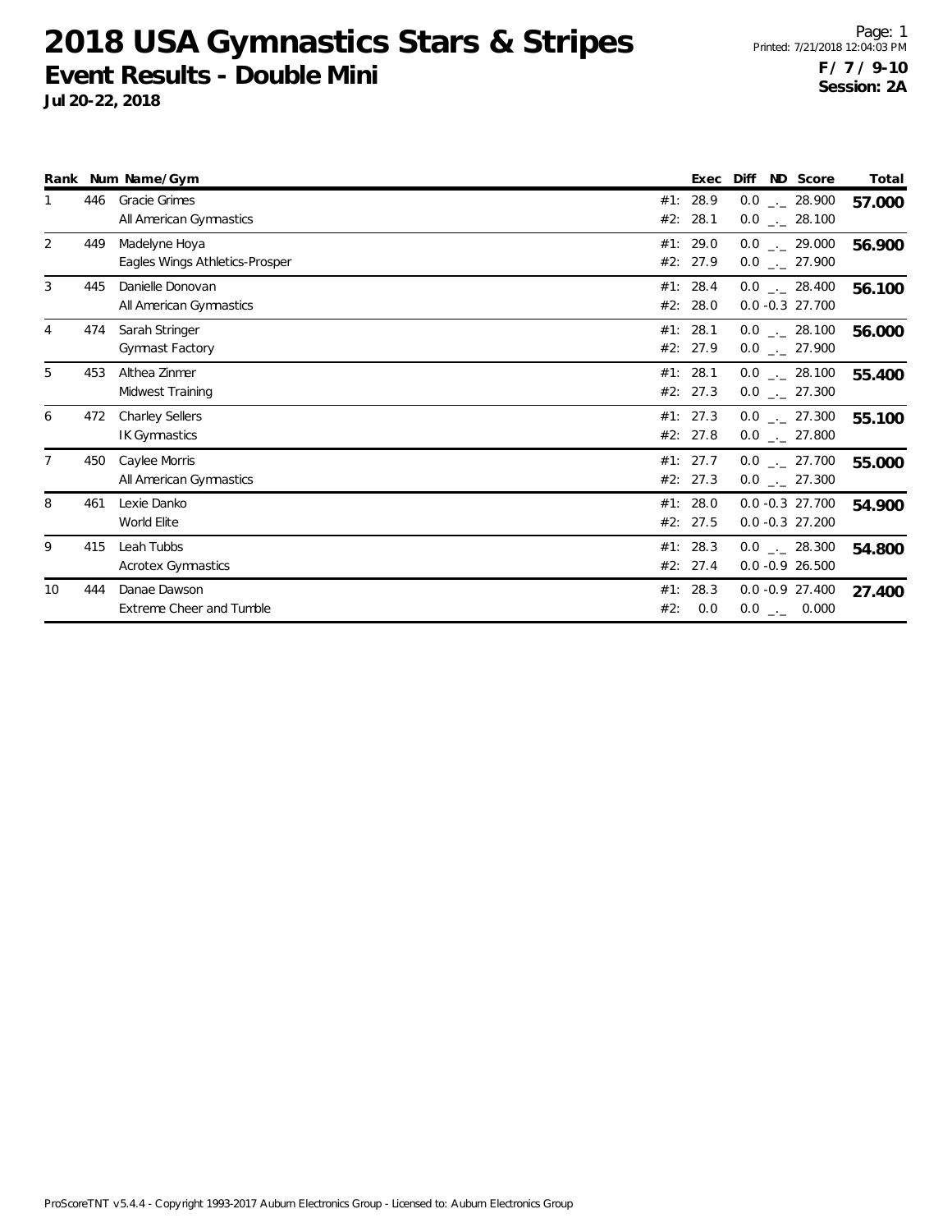# 2018 USA Gymnastics Stars & Stripes

## Event Results - Double Mini

**Jul 20-22, 2018**

Page: 1
Printed: 7/21/2018 12:04:03 PM
**F / 7 / 9-10**
**Session: 2A**

| Rank | Num | Name/Gym | | Exec | Diff | ND | Score | Total |
|---|---|---|---|---|---|---|---|---|
| 1 | 446 | Gracie Grimes | #1: | 28.9 | 0.0 | _._ | 28.900 | **57.000** |
| | | All American Gymnastics | #2: | 28.1 | 0.0 | _._ | 28.100 | |
| 2 | 449 | Madelyne Hoya | #1: | 29.0 | 0.0 | _._ | 29.000 | **56.900** |
| | | Eagles Wings Athletics-Prosper | #2: | 27.9 | 0.0 | _._ | 27.900 | |
| 3 | 445 | Danielle Donovan | #1: | 28.4 | 0.0 | _._ | 28.400 | **56.100** |
| | | All American Gymnastics | #2: | 28.0 | 0.0 | -0.3 | 27.700 | |
| 4 | 474 | Sarah Stringer | #1: | 28.1 | 0.0 | _._ | 28.100 | **56.000** |
| | | Gymnast Factory | #2: | 27.9 | 0.0 | _._ | 27.900 | |
| 5 | 453 | Althea Zinmer | #1: | 28.1 | 0.0 | _._ | 28.100 | **55.400** |
| | | Midwest Training | #2: | 27.3 | 0.0 | _._ | 27.300 | |
| 6 | 472 | Charley Sellers | #1: | 27.3 | 0.0 | _._ | 27.300 | **55.100** |
| | | IK Gymnastics | #2: | 27.8 | 0.0 | _._ | 27.800 | |
| 7 | 450 | Caylee Morris | #1: | 27.7 | 0.0 | _._ | 27.700 | **55.000** |
| | | All American Gymnastics | #2: | 27.3 | 0.0 | _._ | 27.300 | |
| 8 | 461 | Lexie Danko | #1: | 28.0 | 0.0 | -0.3 | 27.700 | **54.900** |
| | | World Elite | #2: | 27.5 | 0.0 | -0.3 | 27.200 | |
| 9 | 415 | Leah Tubbs | #1: | 28.3 | 0.0 | _._ | 28.300 | **54.800** |
| | | Acrotex Gymnastics | #2: | 27.4 | 0.0 | -0.9 | 26.500 | |
| 10 | 444 | Danae Dawson | #1: | 28.3 | 0.0 | -0.9 | 27.400 | **27.400** |
| | | Extreme Cheer and Tumble | #2: | 0.0 | 0.0 | _._ | 0.000 | |

ProScoreTNT v5.4.4 - Copyright 1993-2017 Auburn Electronics Group - Licensed to: Auburn Electronics Group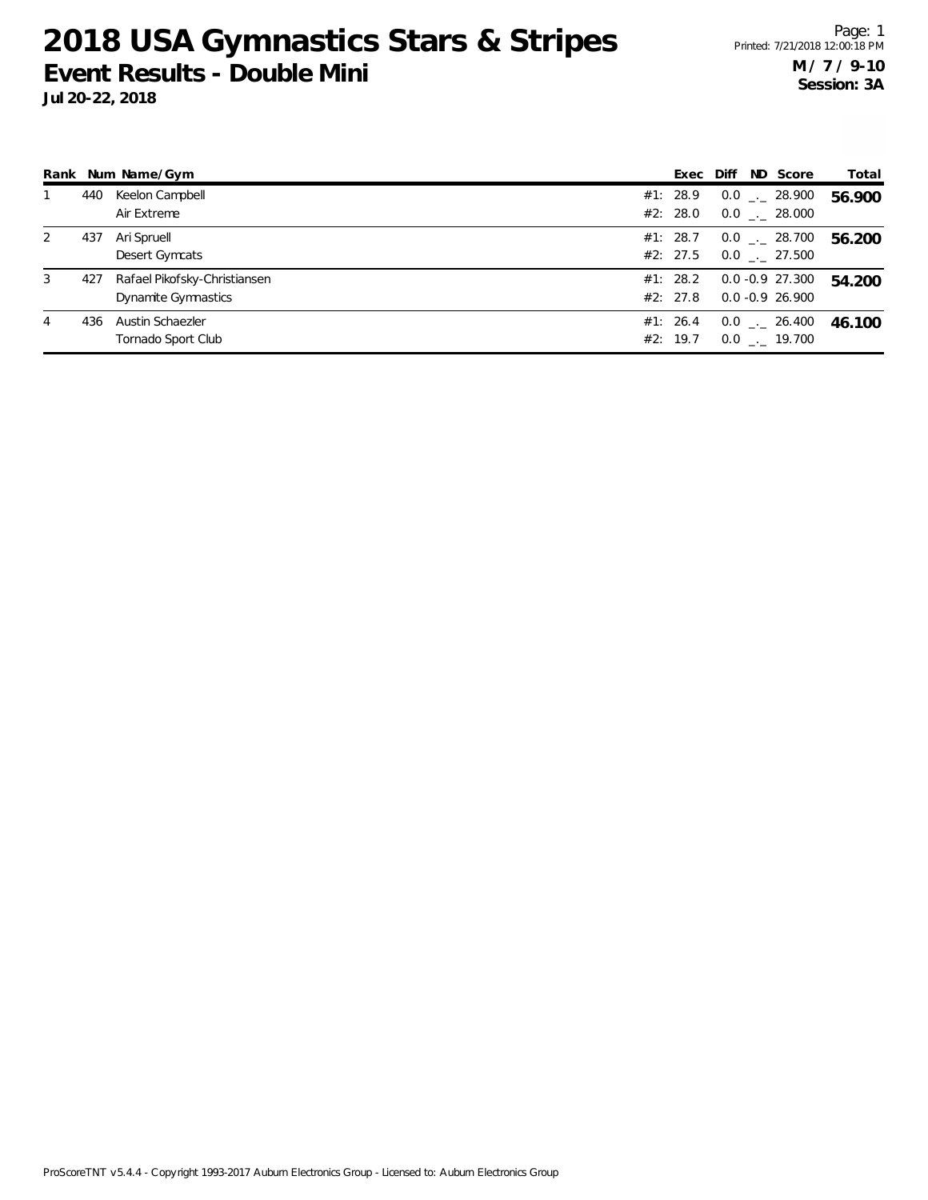# 2018 USA Gymnastics Stars & Stripes

## Event Results - Double Mini

**Jul 20-22, 2018**

**M / 7 / 9-10**
**Session: 3A**

| Rank | Num | Name/Gym | Exec | Diff | ND | Score | Total |
|---|---|---|---|---|---|---|---|
| 1 | 440 | Keelon Campbell | #1: 28.9 | 0.0 | _._ | 28.900 | **56.900** |
| | | Air Extreme | #2: 28.0 | 0.0 | _._ | 28.000 | |
| 2 | 437 | Ari Spruell | #1: 28.7 | 0.0 | _._ | 28.700 | **56.200** |
| | | Desert Gymcats | #2: 27.5 | 0.0 | _._ | 27.500 | |
| 3 | 427 | Rafael Pikofsky-Christiansen | #1: 28.2 | 0.0 | -0.9 | 27.300 | **54.200** |
| | | Dynamite Gymnastics | #2: 27.8 | 0.0 | -0.9 | 26.900 | |
| 4 | 436 | Austin Schaezler | #1: 26.4 | 0.0 | _._ | 26.400 | **46.100** |
| | | Tornado Sport Club | #2: 19.7 | 0.0 | _._ | 19.700 | |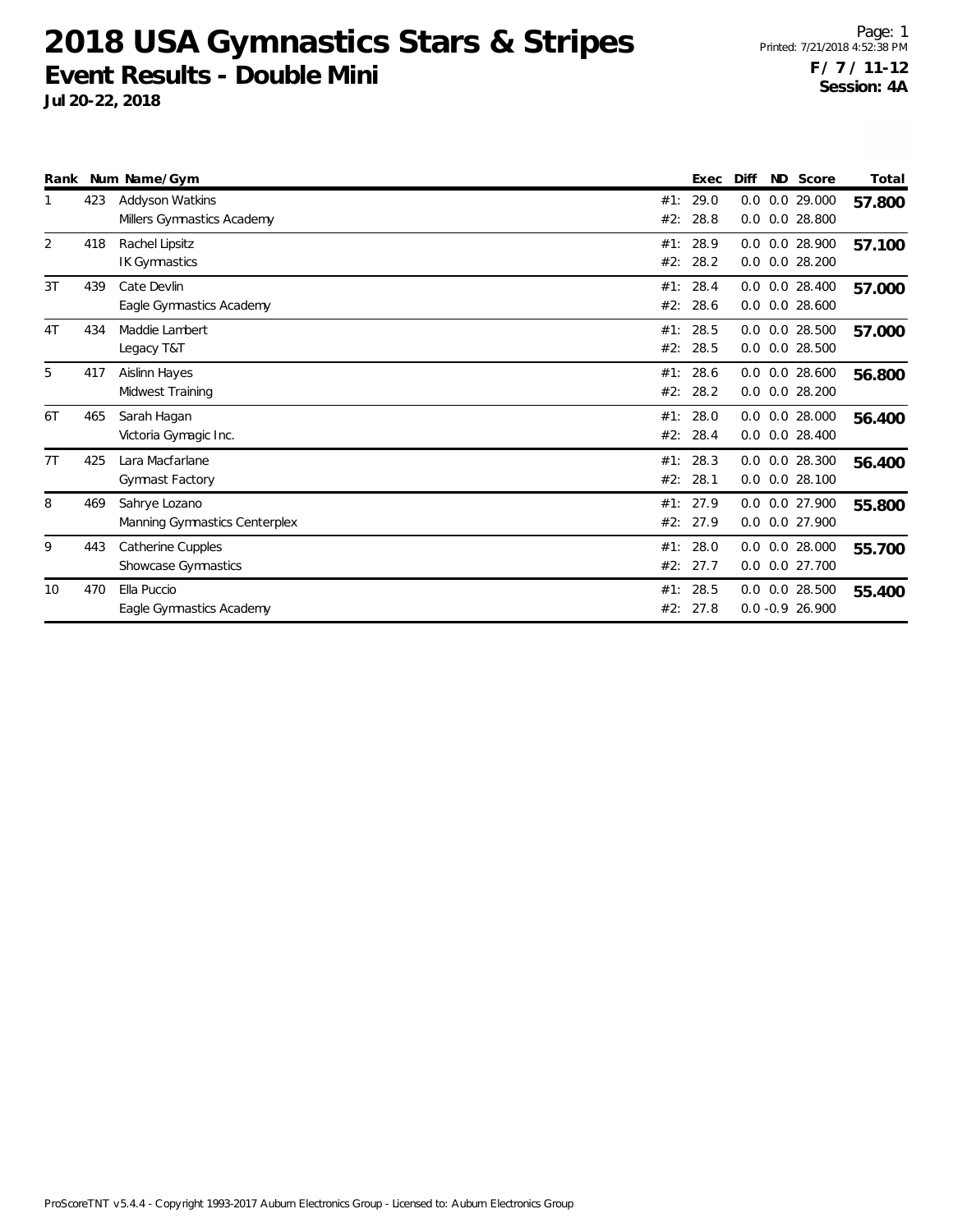# 2018 USA Gymnastics Stars & Stripes

## Event Results - Double Mini

**Jul 20-22, 2018**

**F / 7 / 11-12**
**Session: 4A**

| Rank | Num | Name/Gym | | Exec | Diff | ND | Score | Total |
|---|---|---|---|---|---|---|---|---|
| 1 | 423 | Addyson Watkins | #1: | 29.0 | 0.0 | 0.0 | 29.000 | **57.800** |
| | | Millers Gymnastics Academy | #2: | 28.8 | 0.0 | 0.0 | 28.800 | |
| 2 | 418 | Rachel Lipsitz | #1: | 28.9 | 0.0 | 0.0 | 28.900 | **57.100** |
| | | IK Gymnastics | #2: | 28.2 | 0.0 | 0.0 | 28.200 | |
| 3T | 439 | Cate Devlin | #1: | 28.4 | 0.0 | 0.0 | 28.400 | **57.000** |
| | | Eagle Gymnastics Academy | #2: | 28.6 | 0.0 | 0.0 | 28.600 | |
| 4T | 434 | Maddie Lambert | #1: | 28.5 | 0.0 | 0.0 | 28.500 | **57.000** |
| | | Legacy T&T | #2: | 28.5 | 0.0 | 0.0 | 28.500 | |
| 5 | 417 | Aislinn Hayes | #1: | 28.6 | 0.0 | 0.0 | 28.600 | **56.800** |
| | | Midwest Training | #2: | 28.2 | 0.0 | 0.0 | 28.200 | |
| 6T | 465 | Sarah Hagan | #1: | 28.0 | 0.0 | 0.0 | 28.000 | **56.400** |
| | | Victoria Gymagic Inc. | #2: | 28.4 | 0.0 | 0.0 | 28.400 | |
| 7T | 425 | Lara Macfarlane | #1: | 28.3 | 0.0 | 0.0 | 28.300 | **56.400** |
| | | Gymnast Factory | #2: | 28.1 | 0.0 | 0.0 | 28.100 | |
| 8 | 469 | Sahrye Lozano | #1: | 27.9 | 0.0 | 0.0 | 27.900 | **55.800** |
| | | Manning Gymnastics Centerplex | #2: | 27.9 | 0.0 | 0.0 | 27.900 | |
| 9 | 443 | Catherine Cupples | #1: | 28.0 | 0.0 | 0.0 | 28.000 | **55.700** |
| | | Showcase Gymnastics | #2: | 27.7 | 0.0 | 0.0 | 27.700 | |
| 10 | 470 | Ella Puccio | #1: | 28.5 | 0.0 | 0.0 | 28.500 | **55.400** |
| | | Eagle Gymnastics Academy | #2: | 27.8 | 0.0 | -0.9 | 26.900 | |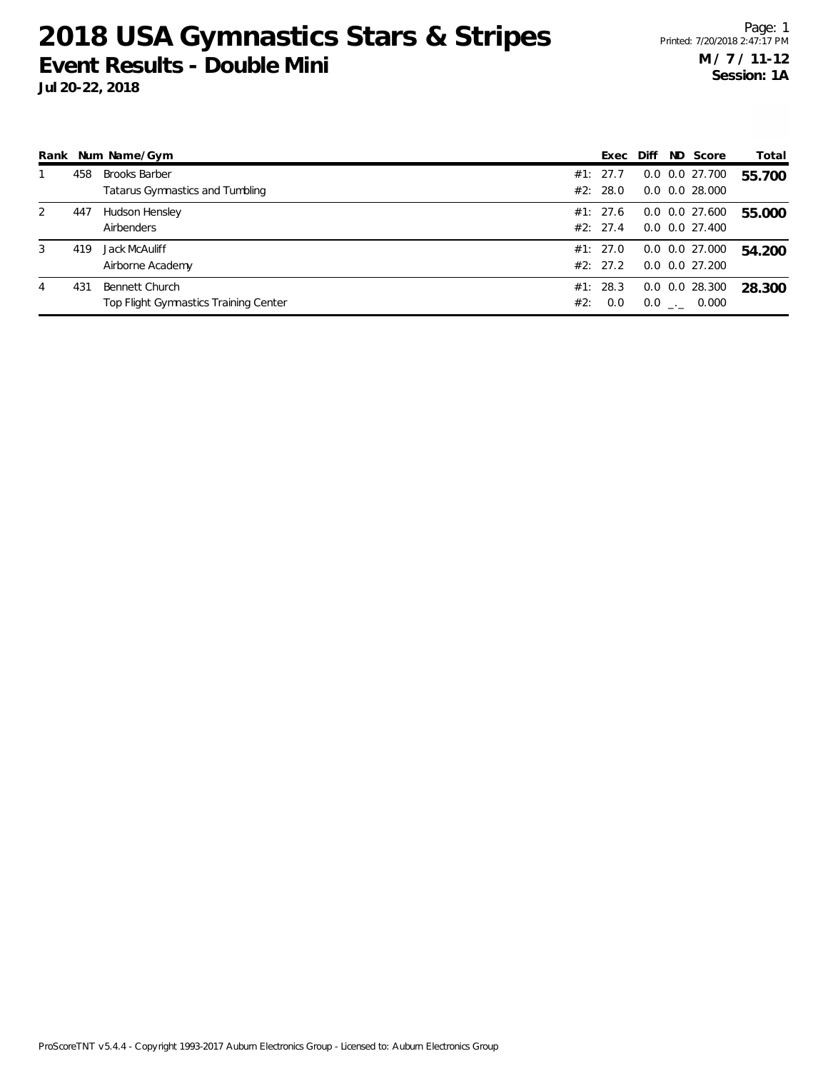# 2018 USA Gymnastics Stars & Stripes

## Event Results - Double Mini

**Jul 20-22, 2018**

**M / 7 / 11-12**
**Session: 1A**

| Rank | Num | Name/Gym | | Exec | Diff | ND | Score | Total |
|---|---|---|---|---|---|---|---|---|
| 1 | 458 | Brooks Barber | #1: | 27.7 | 0.0 | 0.0 | 27.700 | **55.700** |
| | | Tatarus Gymnastics and Tumbling | #2: | 28.0 | 0.0 | 0.0 | 28.000 | |
| 2 | 447 | Hudson Hensley | #1: | 27.6 | 0.0 | 0.0 | 27.600 | **55.000** |
| | | Airbenders | #2: | 27.4 | 0.0 | 0.0 | 27.400 | |
| 3 | 419 | Jack McAuliff | #1: | 27.0 | 0.0 | 0.0 | 27.000 | **54.200** |
| | | Airborne Academy | #2: | 27.2 | 0.0 | 0.0 | 27.200 | |
| 4 | 431 | Bennett Church | #1: | 28.3 | 0.0 | 0.0 | 28.300 | **28.300** |
| | | Top Flight Gymnastics Training Center | #2: | 0.0 | 0.0 | _._ | 0.000 | |

ProScoreTNT v5.4.4 - Copyright 1993-2017 Auburn Electronics Group - Licensed to: Auburn Electronics Group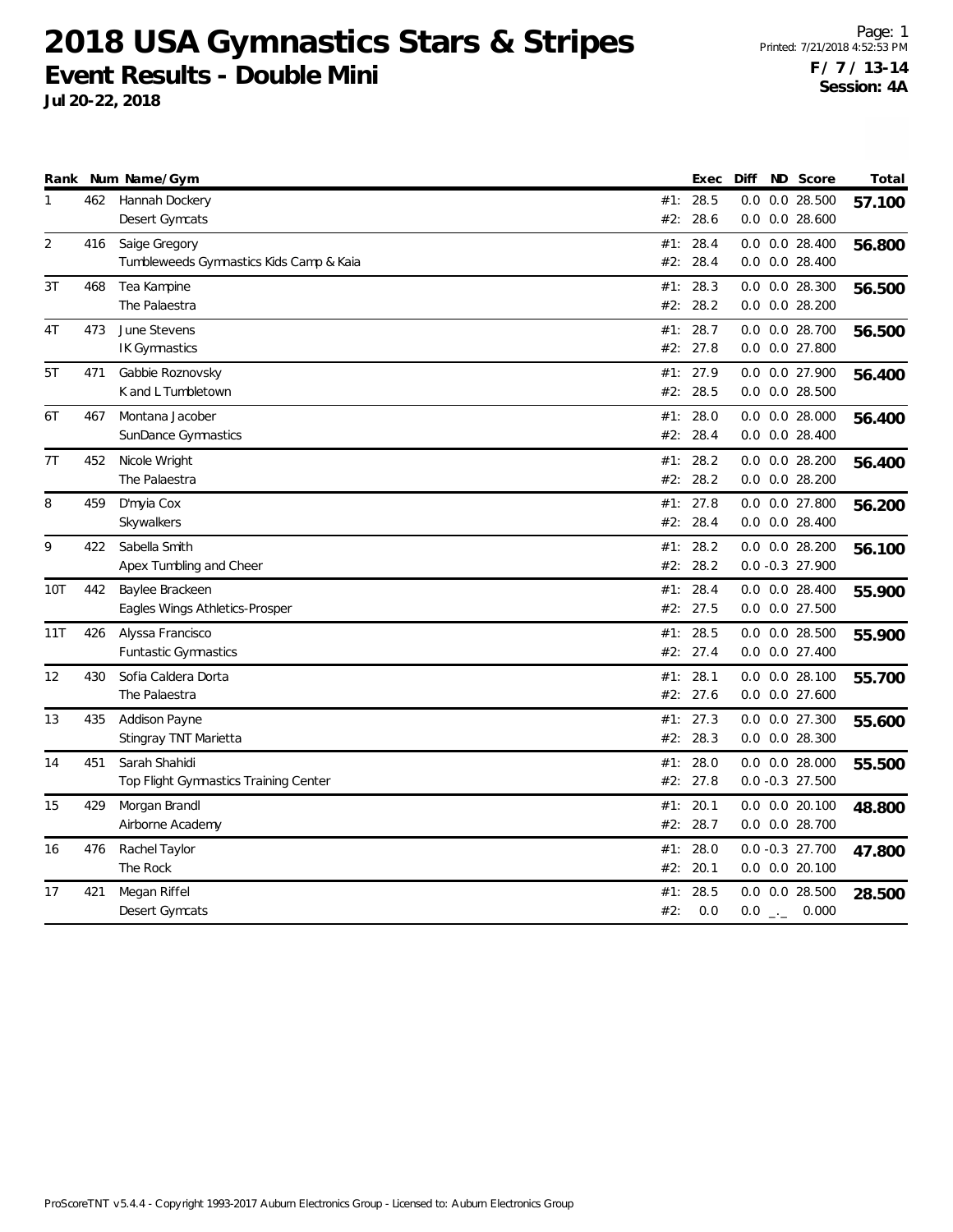# 2018 USA Gymnastics Stars & Stripes

## Event Results - Double Mini

**Jul 20-22, 2018**

Printed: 7/21/2018 4:52:53 PM

**F / 7 / 13-14**
**Session: 4A**

| Rank | Num | Name/Gym | | Exec | Diff | ND | Score | Total |
|---|---|---|---|---|---|---|---|---|
| 1 | 462 | Hannah Dockery | #1: | 28.5 | 0.0 | 0.0 | 28.500 | **57.100** |
| | | Desert Gymcats | #2: | 28.6 | 0.0 | 0.0 | 28.600 | |
| 2 | 416 | Saige Gregory | #1: | 28.4 | 0.0 | 0.0 | 28.400 | **56.800** |
| | | Tumbleweeds Gymnastics Kids Camp & Kaia | #2: | 28.4 | 0.0 | 0.0 | 28.400 | |
| 3T | 468 | Tea Kampine | #1: | 28.3 | 0.0 | 0.0 | 28.300 | **56.500** |
| | | The Palaestra | #2: | 28.2 | 0.0 | 0.0 | 28.200 | |
| 4T | 473 | June Stevens | #1: | 28.7 | 0.0 | 0.0 | 28.700 | **56.500** |
| | | IK Gymnastics | #2: | 27.8 | 0.0 | 0.0 | 27.800 | |
| 5T | 471 | Gabbie Roznovsky | #1: | 27.9 | 0.0 | 0.0 | 27.900 | **56.400** |
| | | K and L Tumbletown | #2: | 28.5 | 0.0 | 0.0 | 28.500 | |
| 6T | 467 | Montana Jacober | #1: | 28.0 | 0.0 | 0.0 | 28.000 | **56.400** |
| | | SunDance Gymnastics | #2: | 28.4 | 0.0 | 0.0 | 28.400 | |
| 7T | 452 | Nicole Wright | #1: | 28.2 | 0.0 | 0.0 | 28.200 | **56.400** |
| | | The Palaestra | #2: | 28.2 | 0.0 | 0.0 | 28.200 | |
| 8 | 459 | D'myia Cox | #1: | 27.8 | 0.0 | 0.0 | 27.800 | **56.200** |
| | | Skywalkers | #2: | 28.4 | 0.0 | 0.0 | 28.400 | |
| 9 | 422 | Sabella Smith | #1: | 28.2 | 0.0 | 0.0 | 28.200 | **56.100** |
| | | Apex Tumbling and Cheer | #2: | 28.2 | 0.0 | -0.3 | 27.900 | |
| 10T | 442 | Baylee Brackeen | #1: | 28.4 | 0.0 | 0.0 | 28.400 | **55.900** |
| | | Eagles Wings Athletics-Prosper | #2: | 27.5 | 0.0 | 0.0 | 27.500 | |
| 11T | 426 | Alyssa Francisco | #1: | 28.5 | 0.0 | 0.0 | 28.500 | **55.900** |
| | | Funtastic Gymnastics | #2: | 27.4 | 0.0 | 0.0 | 27.400 | |
| 12 | 430 | Sofia Caldera Dorta | #1: | 28.1 | 0.0 | 0.0 | 28.100 | **55.700** |
| | | The Palaestra | #2: | 27.6 | 0.0 | 0.0 | 27.600 | |
| 13 | 435 | Addison Payne | #1: | 27.3 | 0.0 | 0.0 | 27.300 | **55.600** |
| | | Stingray TNT Marietta | #2: | 28.3 | 0.0 | 0.0 | 28.300 | |
| 14 | 451 | Sarah Shahidi | #1: | 28.0 | 0.0 | 0.0 | 28.000 | **55.500** |
| | | Top Flight Gymnastics Training Center | #2: | 27.8 | 0.0 | -0.3 | 27.500 | |
| 15 | 429 | Morgan Brandl | #1: | 20.1 | 0.0 | 0.0 | 20.100 | **48.800** |
| | | Airborne Academy | #2: | 28.7 | 0.0 | 0.0 | 28.700 | |
| 16 | 476 | Rachel Taylor | #1: | 28.0 | 0.0 | -0.3 | 27.700 | **47.800** |
| | | The Rock | #2: | 20.1 | 0.0 | 0.0 | 20.100 | |
| 17 | 421 | Megan Riffel | #1: | 28.5 | 0.0 | 0.0 | 28.500 | **28.500** |
| | | Desert Gymcats | #2: | 0.0 | 0.0 | _._ | 0.000 | |

ProScoreTNT v5.4.4 - Copyright 1993-2017 Auburn Electronics Group - Licensed to: Auburn Electronics Group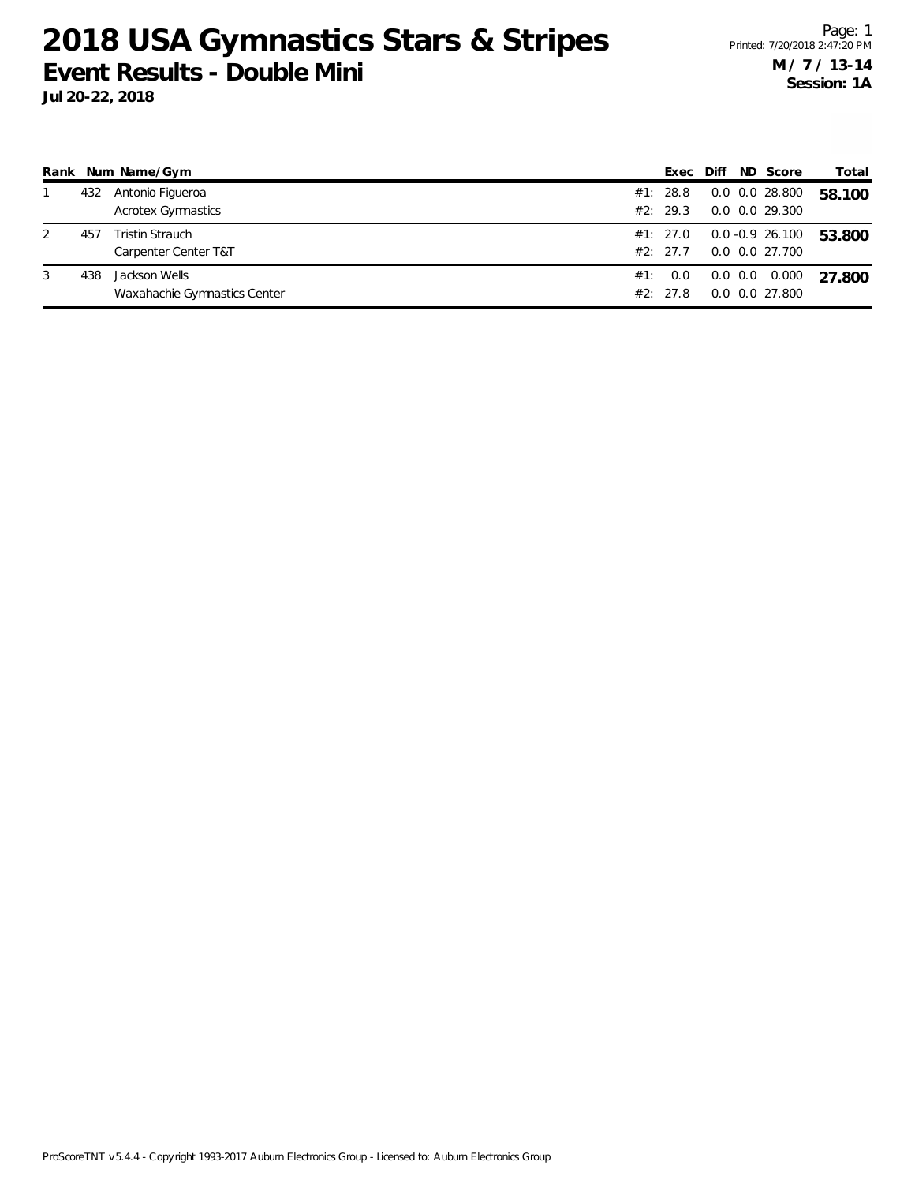# 2018 USA Gymnastics Stars & Stripes

## Event Results - Double Mini

**Jul 20-22, 2018**

Page: 1
Printed: 7/20/2018 2:47:20 PM

**M / 7 / 13-14**
**Session: 1A**

| Rank | Num | Name/Gym | | Exec | Diff | ND | Score | Total |
|---|---|---|---|---|---|---|---|---|
| 1 | 432 | Antonio Figueroa | #1: | 28.8 | 0.0 | 0.0 | 28.800 | **58.100** |
| | | Acrotex Gymnastics | #2: | 29.3 | 0.0 | 0.0 | 29.300 | |
| 2 | 457 | Tristin Strauch | #1: | 27.0 | 0.0 | -0.9 | 26.100 | **53.800** |
| | | Carpenter Center T&T | #2: | 27.7 | 0.0 | 0.0 | 27.700 | |
| 3 | 438 | Jackson Wells | #1: | 0.0 | 0.0 | 0.0 | 0.000 | **27.800** |
| | | Waxahachie Gymnastics Center | #2: | 27.8 | 0.0 | 0.0 | 27.800 | |

ProScoreTNT v5.4.4 - Copyright 1993-2017 Auburn Electronics Group - Licensed to: Auburn Electronics Group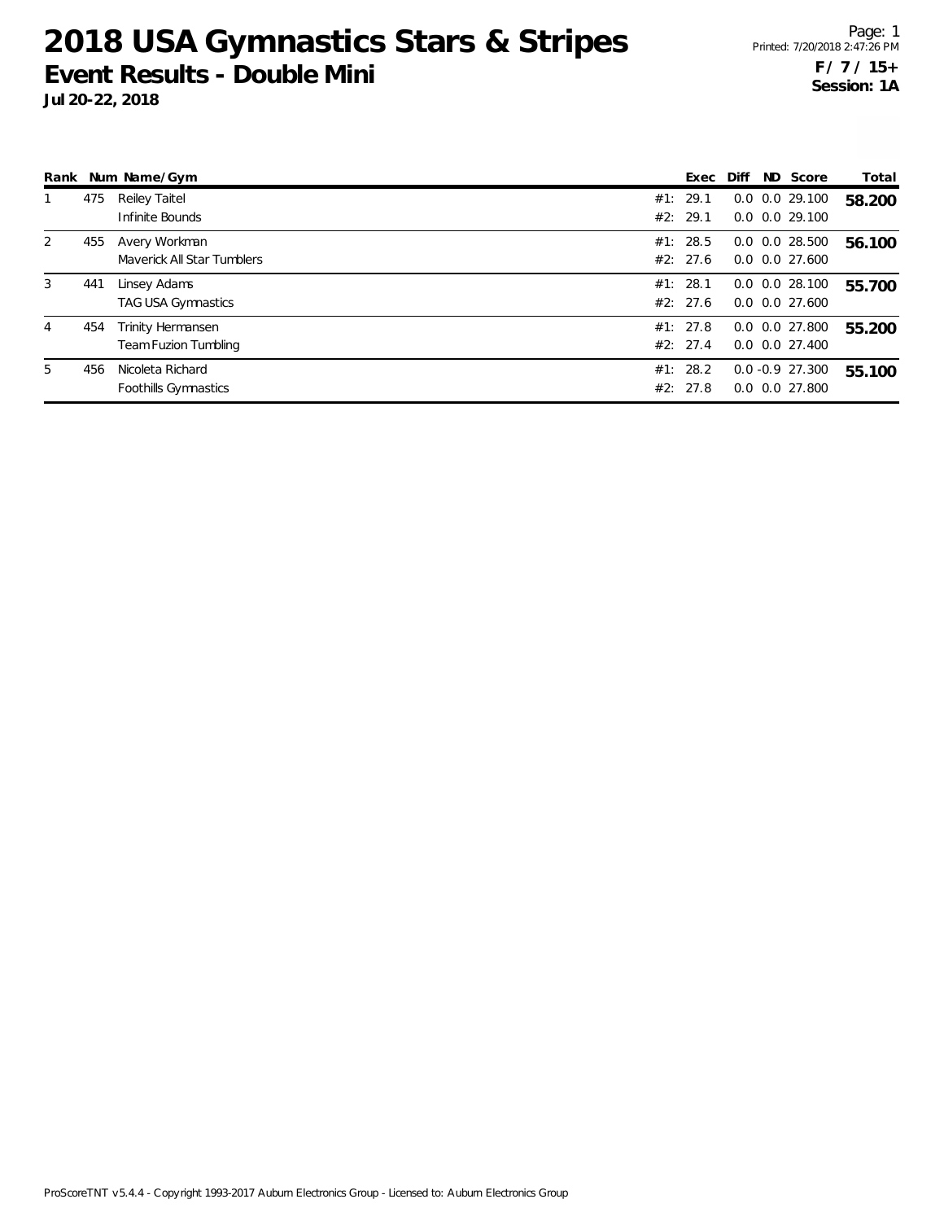# 2018 USA Gymnastics Stars & Stripes

## Event Results - Double Mini

**Jul 20-22, 2018**

**F / 7 / 15+**
**Session: 1A**

| Rank | Num | Name/Gym | | Exec | Diff | ND | Score | Total |
|---|---|---|---|---|---|---|---|---|
| 1 | 475 | Reiley Taitel | #1: | 29.1 | 0.0 | 0.0 | 29.100 | **58.200** |
| | | Infinite Bounds | #2: | 29.1 | 0.0 | 0.0 | 29.100 | |
| 2 | 455 | Avery Workman | #1: | 28.5 | 0.0 | 0.0 | 28.500 | **56.100** |
| | | Maverick All Star Tumblers | #2: | 27.6 | 0.0 | 0.0 | 27.600 | |
| 3 | 441 | Linsey Adams | #1: | 28.1 | 0.0 | 0.0 | 28.100 | **55.700** |
| | | TAG USA Gymnastics | #2: | 27.6 | 0.0 | 0.0 | 27.600 | |
| 4 | 454 | Trinity Hermansen | #1: | 27.8 | 0.0 | 0.0 | 27.800 | **55.200** |
| | | Team Fuzion Tumbling | #2: | 27.4 | 0.0 | 0.0 | 27.400 | |
| 5 | 456 | Nicoleta Richard | #1: | 28.2 | 0.0 | -0.9 | 27.300 | **55.100** |
| | | Foothills Gymnastics | #2: | 27.8 | 0.0 | 0.0 | 27.800 | |

ProScoreTNT v5.4.4 - Copyright 1993-2017 Auburn Electronics Group - Licensed to: Auburn Electronics Group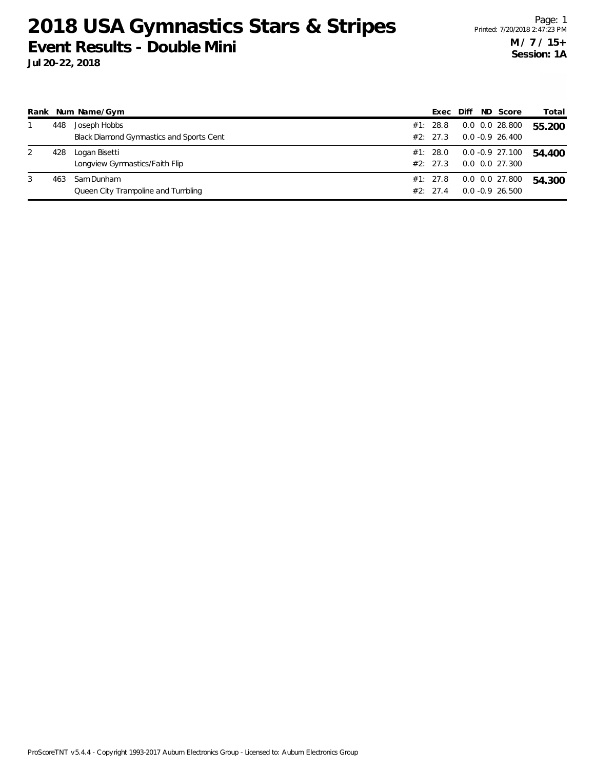# 2018 USA Gymnastics Stars & Stripes

## Event Results - Double Mini

**Jul 20-22, 2018**

Page: 1
Printed: 7/20/2018 2:47:23 PM

**M / 7 / 15+**
**Session: 1A**

| Rank | Num | Name/Gym | | Exec | Diff | ND | Score | Total |
|---|---|---|---|---|---|---|---|---|
| 1 | 448 | Joseph Hobbs | #1: | 28.8 | 0.0 | 0.0 | 28.800 | **55.200** |
| | | Black Diamond Gymnastics and Sports Cent | #2: | 27.3 | 0.0 | -0.9 | 26.400 | |
| 2 | 428 | Logan Bisetti | #1: | 28.0 | 0.0 | -0.9 | 27.100 | **54.400** |
| | | Longview Gymnastics/Faith Flip | #2: | 27.3 | 0.0 | 0.0 | 27.300 | |
| 3 | 463 | Sam Dunham | #1: | 27.8 | 0.0 | 0.0 | 27.800 | **54.300** |
| | | Queen City Trampoline and Tumbling | #2: | 27.4 | 0.0 | -0.9 | 26.500 | |

ProScoreTNT v5.4.4 - Copyright 1993-2017 Auburn Electronics Group - Licensed to: Auburn Electronics Group